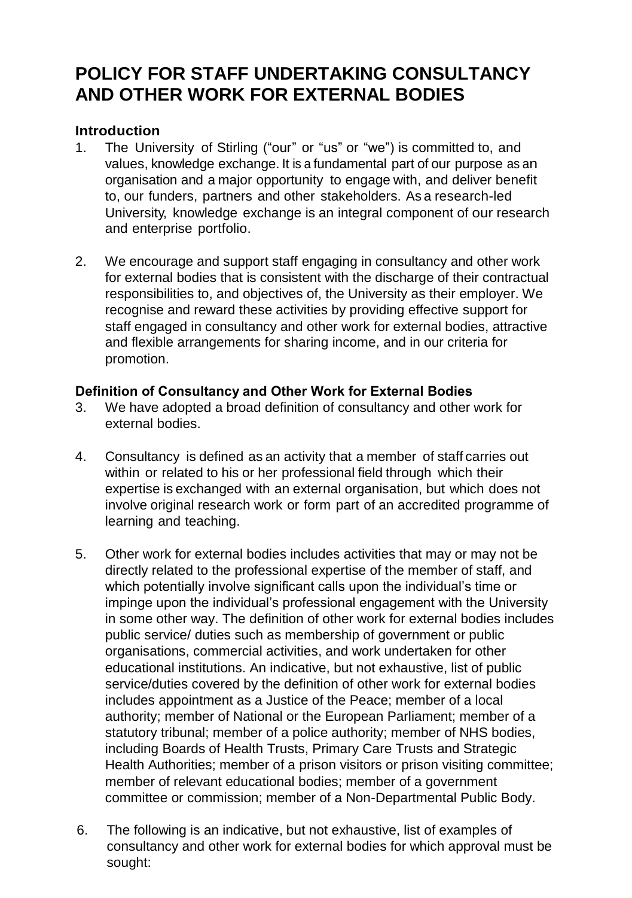# POLICY FOR STAFF UNDERTAKING CONSULTANCY AND OTHER WORK FOR EXTERNAL BODIES

## Introduction

1. The University of Stirling ("our" or "us" or "we") is committed to, and values, knowledge exchange. It is a fundamental part of our purpose as an organisation and a major opportunity to engage with, and deliver benefit to, our funders, partners and other stakeholders. As a research-led University, knowledge exchange is an integral component of our research and enterprise portfolio.

2. We encourage and support staff engaging in consultancy and other work for external bodies that is consistent with the discharge of their contractual responsibilities to, and objectives of, the University as their employer. We recognise and reward these activities by providing effective support for staff engaged in consultancy and other work for external bodies, attractive and flexible arrangements for sharing income, and in our criteria for promotion.

## Definition of Consultancy and Other Work for External Bodies

3. We have adopted a broad definition of consultancy and other work for external bodies.

4. Consultancy is defined as an activity that a member of staff carries out within or related to his or her professional field through which their expertise is exchanged with an external organisation, but which does not involve original research work or form part of an accredited programme of learning and teaching.

5. Other work for external bodies includes activities that may or may not be directly related to the professional expertise of the member of staff, and which potentially involve significant calls upon the individual's time or impinge upon the individual's professional engagement with the University in some other way. The definition of other work for external bodies includes public service/ duties such as membership of government or public organisations, commercial activities, and work undertaken for other educational institutions. An indicative, but not exhaustive, list of public service/duties covered by the definition of other work for external bodies includes appointment as a Justice of the Peace; member of a local authority; member of National or the European Parliament; member of a statutory tribunal; member of a police authority; member of NHS bodies, including Boards of Health Trusts, Primary Care Trusts and Strategic Health Authorities; member of a prison visitors or prison visiting committee; member of relevant educational bodies; member of a government committee or commission; member of a Non-Departmental Public Body.

6. The following is an indicative, but not exhaustive, list of examples of consultancy and other work for external bodies for which approval must be sought: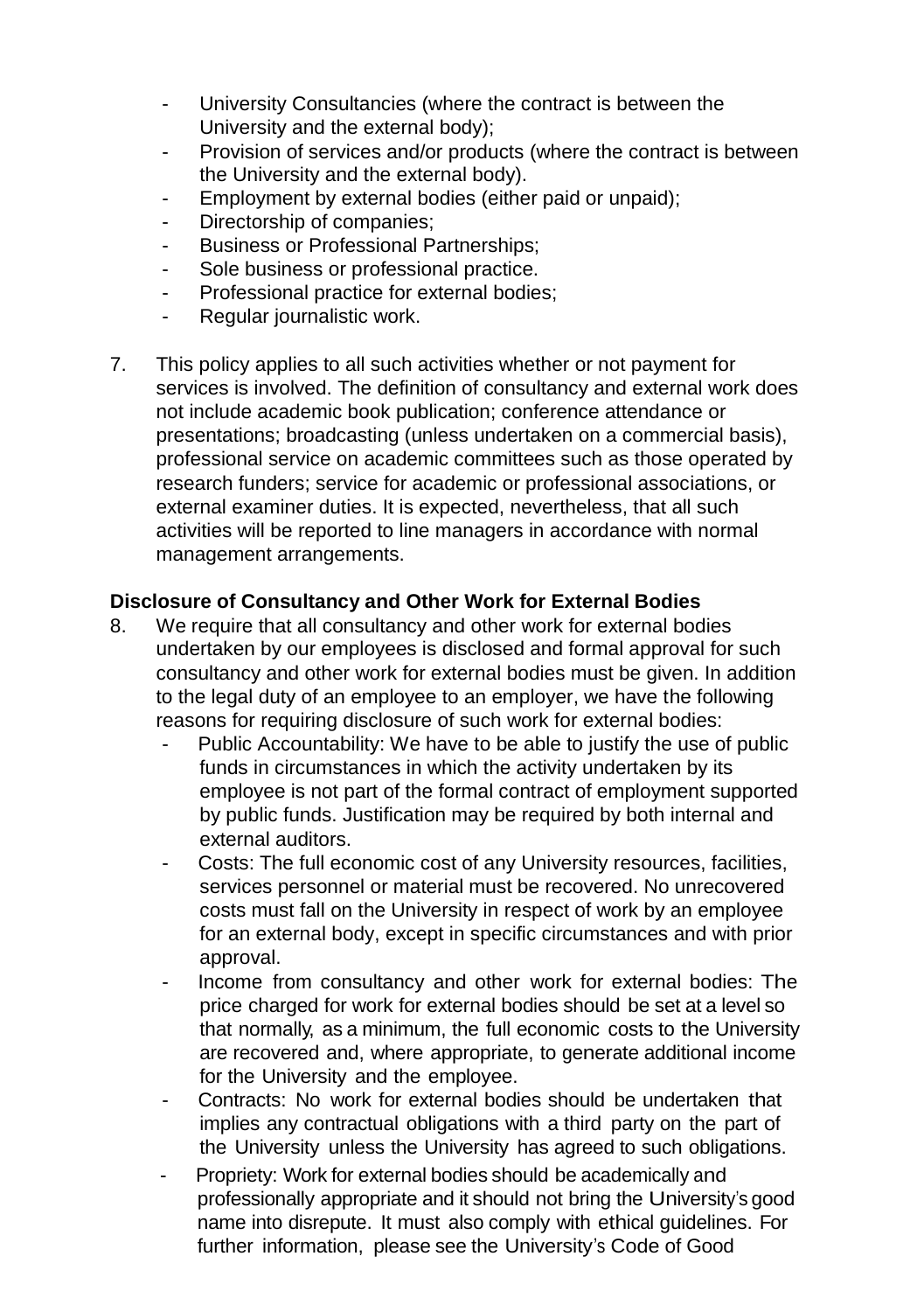- University Consultancies (where the contract is between the University and the external body);
- Provision of services and/or products (where the contract is between the University and the external body).
- Employment by external bodies (either paid or unpaid);
- Directorship of companies;
- Business or Professional Partnerships;
- Sole business or professional practice.
- Professional practice for external bodies;
- Regular journalistic work.

7. This policy applies to all such activities whether or not payment for services is involved. The definition of consultancy and external work does not include academic book publication; conference attendance or presentations; broadcasting (unless undertaken on a commercial basis), professional service on academic committees such as those operated by research funders; service for academic or professional associations, or external examiner duties. It is expected, nevertheless, that all such activities will be reported to line managers in accordance with normal management arrangements.

**Disclosure of Consultancy and Other Work for External Bodies**

8. We require that all consultancy and other work for external bodies undertaken by our employees is disclosed and formal approval for such consultancy and other work for external bodies must be given. In addition to the legal duty of an employee to an employer, we have the following reasons for requiring disclosure of such work for external bodies:
   - Public Accountability: We have to be able to justify the use of public funds in circumstances in which the activity undertaken by its employee is not part of the formal contract of employment supported by public funds. Justification may be required by both internal and external auditors.
   - Costs: The full economic cost of any University resources, facilities, services personnel or material must be recovered. No unrecovered costs must fall on the University in respect of work by an employee for an external body, except in specific circumstances and with prior approval.
   - Income from consultancy and other work for external bodies: The price charged for work for external bodies should be set at a level so that normally, as a minimum, the full economic costs to the University are recovered and, where appropriate, to generate additional income for the University and the employee.
   - Contracts: No work for external bodies should be undertaken that implies any contractual obligations with a third party on the part of the University unless the University has agreed to such obligations.
   - Propriety: Work for external bodies should be academically and professionally appropriate and it should not bring the University's good name into disrepute. It must also comply with ethical guidelines. For further information, please see the University's Code of Good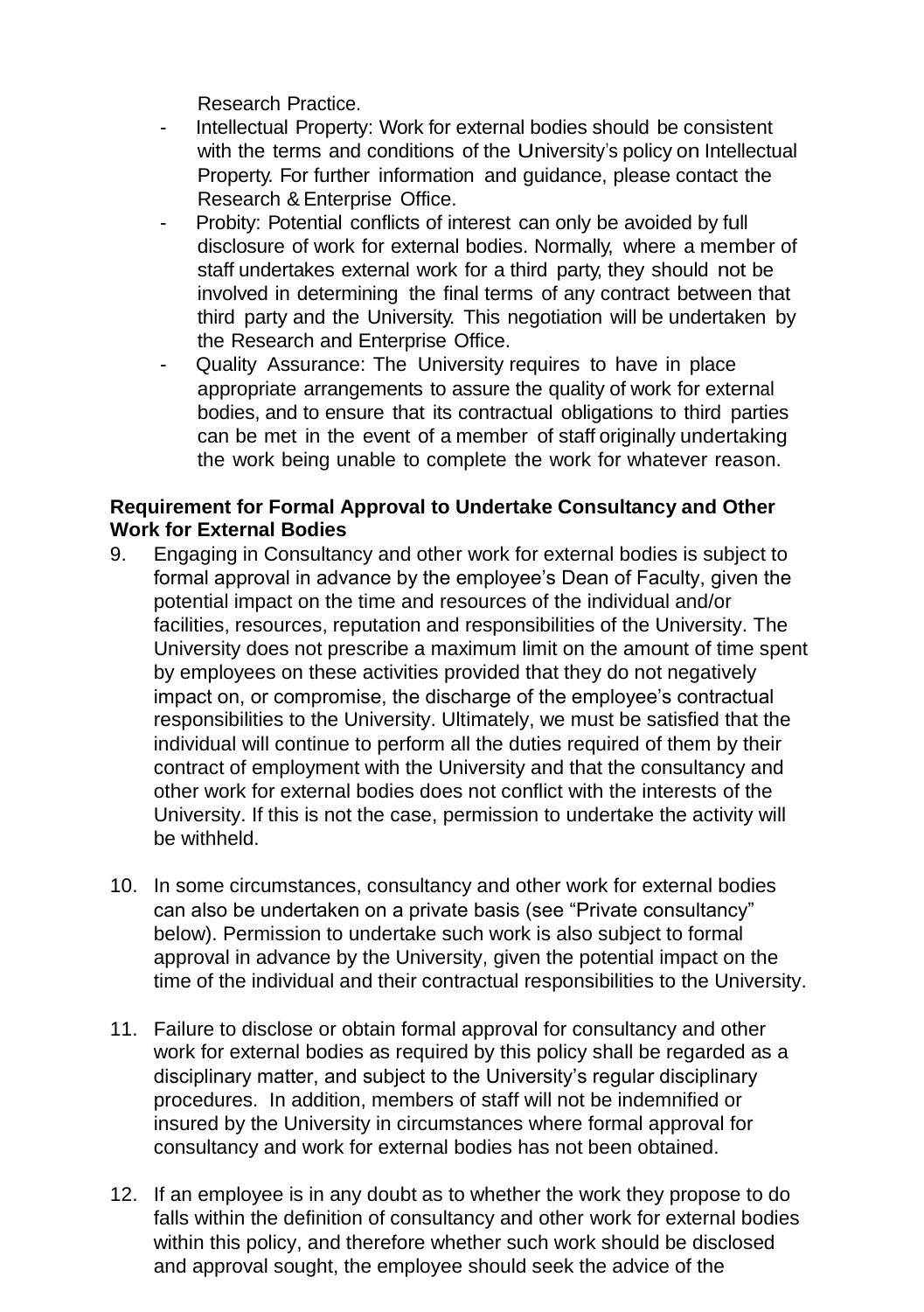Research Practice.

- Intellectual Property: Work for external bodies should be consistent with the terms and conditions of the University's policy on Intellectual Property. For further information and guidance, please contact the Research & Enterprise Office.
- Probity: Potential conflicts of interest can only be avoided by full disclosure of work for external bodies. Normally, where a member of staff undertakes external work for a third party, they should not be involved in determining the final terms of any contract between that third party and the University. This negotiation will be undertaken by the Research and Enterprise Office.
- Quality Assurance: The University requires to have in place appropriate arrangements to assure the quality of work for external bodies, and to ensure that its contractual obligations to third parties can be met in the event of a member of staff originally undertaking the work being unable to complete the work for whatever reason.

**Requirement for Formal Approval to Undertake Consultancy and Other Work for External Bodies**

9. Engaging in Consultancy and other work for external bodies is subject to formal approval in advance by the employee's Dean of Faculty, given the potential impact on the time and resources of the individual and/or facilities, resources, reputation and responsibilities of the University. The University does not prescribe a maximum limit on the amount of time spent by employees on these activities provided that they do not negatively impact on, or compromise, the discharge of the employee's contractual responsibilities to the University. Ultimately, we must be satisfied that the individual will continue to perform all the duties required of them by their contract of employment with the University and that the consultancy and other work for external bodies does not conflict with the interests of the University. If this is not the case, permission to undertake the activity will be withheld.

10. In some circumstances, consultancy and other work for external bodies can also be undertaken on a private basis (see "Private consultancy" below). Permission to undertake such work is also subject to formal approval in advance by the University, given the potential impact on the time of the individual and their contractual responsibilities to the University.

11. Failure to disclose or obtain formal approval for consultancy and other work for external bodies as required by this policy shall be regarded as a disciplinary matter, and subject to the University's regular disciplinary procedures. In addition, members of staff will not be indemnified or insured by the University in circumstances where formal approval for consultancy and work for external bodies has not been obtained.

12. If an employee is in any doubt as to whether the work they propose to do falls within the definition of consultancy and other work for external bodies within this policy, and therefore whether such work should be disclosed and approval sought, the employee should seek the advice of the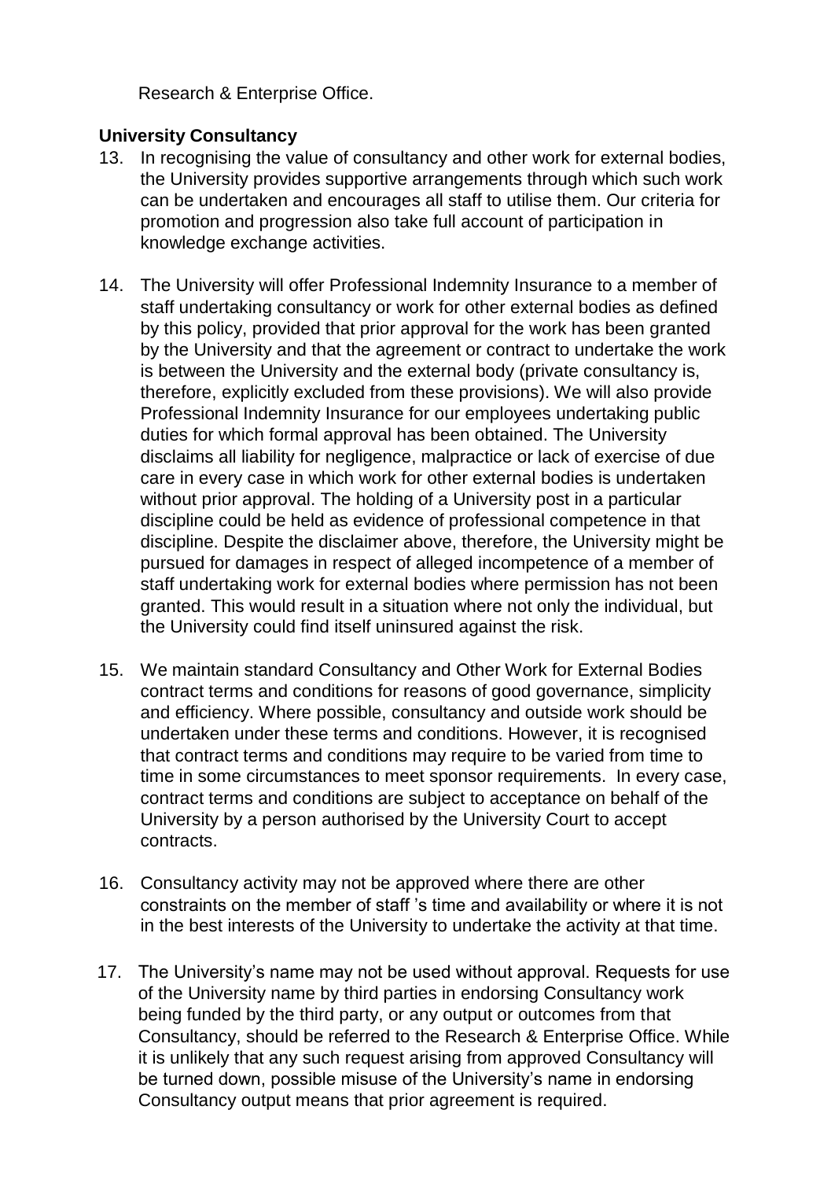Research & Enterprise Office.

**University Consultancy**

13. In recognising the value of consultancy and other work for external bodies, the University provides supportive arrangements through which such work can be undertaken and encourages all staff to utilise them. Our criteria for promotion and progression also take full account of participation in knowledge exchange activities.

14. The University will offer Professional Indemnity Insurance to a member of staff undertaking consultancy or work for other external bodies as defined by this policy, provided that prior approval for the work has been granted by the University and that the agreement or contract to undertake the work is between the University and the external body (private consultancy is, therefore, explicitly excluded from these provisions). We will also provide Professional Indemnity Insurance for our employees undertaking public duties for which formal approval has been obtained. The University disclaims all liability for negligence, malpractice or lack of exercise of due care in every case in which work for other external bodies is undertaken without prior approval. The holding of a University post in a particular discipline could be held as evidence of professional competence in that discipline. Despite the disclaimer above, therefore, the University might be pursued for damages in respect of alleged incompetence of a member of staff undertaking work for external bodies where permission has not been granted. This would result in a situation where not only the individual, but the University could find itself uninsured against the risk.

15. We maintain standard Consultancy and Other Work for External Bodies contract terms and conditions for reasons of good governance, simplicity and efficiency. Where possible, consultancy and outside work should be undertaken under these terms and conditions. However, it is recognised that contract terms and conditions may require to be varied from time to time in some circumstances to meet sponsor requirements. In every case, contract terms and conditions are subject to acceptance on behalf of the University by a person authorised by the University Court to accept contracts.

16. Consultancy activity may not be approved where there are other constraints on the member of staff 's time and availability or where it is not in the best interests of the University to undertake the activity at that time.

17. The University's name may not be used without approval. Requests for use of the University name by third parties in endorsing Consultancy work being funded by the third party, or any output or outcomes from that Consultancy, should be referred to the Research & Enterprise Office. While it is unlikely that any such request arising from approved Consultancy will be turned down, possible misuse of the University's name in endorsing Consultancy output means that prior agreement is required.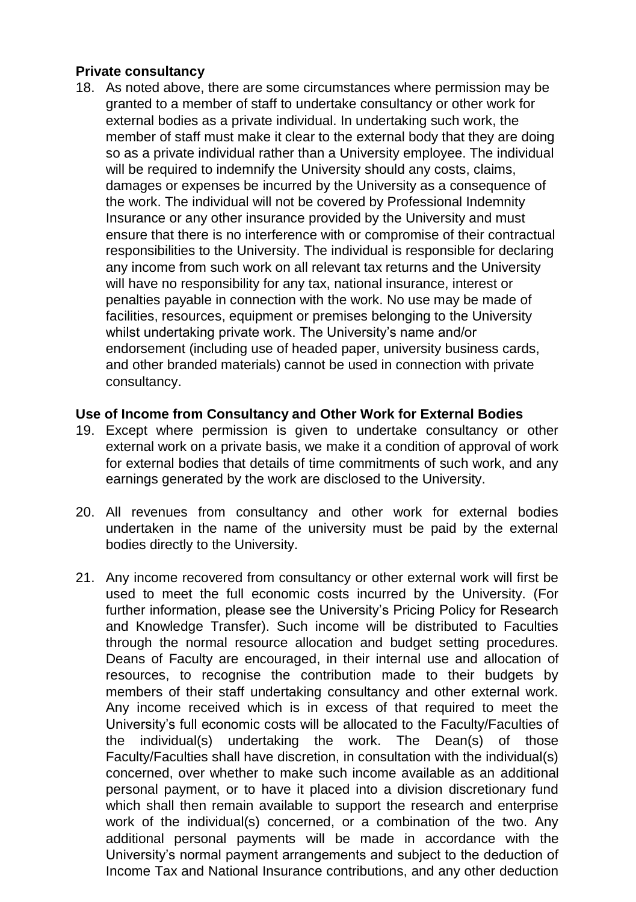**Private consultancy**

18. As noted above, there are some circumstances where permission may be granted to a member of staff to undertake consultancy or other work for external bodies as a private individual. In undertaking such work, the member of staff must make it clear to the external body that they are doing so as a private individual rather than a University employee. The individual will be required to indemnify the University should any costs, claims, damages or expenses be incurred by the University as a consequence of the work. The individual will not be covered by Professional Indemnity Insurance or any other insurance provided by the University and must ensure that there is no interference with or compromise of their contractual responsibilities to the University. The individual is responsible for declaring any income from such work on all relevant tax returns and the University will have no responsibility for any tax, national insurance, interest or penalties payable in connection with the work. No use may be made of facilities, resources, equipment or premises belonging to the University whilst undertaking private work. The University's name and/or endorsement (including use of headed paper, university business cards, and other branded materials) cannot be used in connection with private consultancy.

**Use of Income from Consultancy and Other Work for External Bodies**

19. Except where permission is given to undertake consultancy or other external work on a private basis, we make it a condition of approval of work for external bodies that details of time commitments of such work, and any earnings generated by the work are disclosed to the University.

20. All revenues from consultancy and other work for external bodies undertaken in the name of the university must be paid by the external bodies directly to the University.

21. Any income recovered from consultancy or other external work will first be used to meet the full economic costs incurred by the University. (For further information, please see the University's Pricing Policy for Research and Knowledge Transfer). Such income will be distributed to Faculties through the normal resource allocation and budget setting procedures. Deans of Faculty are encouraged, in their internal use and allocation of resources, to recognise the contribution made to their budgets by members of their staff undertaking consultancy and other external work. Any income received which is in excess of that required to meet the University's full economic costs will be allocated to the Faculty/Faculties of the individual(s) undertaking the work. The Dean(s) of those Faculty/Faculties shall have discretion, in consultation with the individual(s) concerned, over whether to make such income available as an additional personal payment, or to have it placed into a division discretionary fund which shall then remain available to support the research and enterprise work of the individual(s) concerned, or a combination of the two. Any additional personal payments will be made in accordance with the University's normal payment arrangements and subject to the deduction of Income Tax and National Insurance contributions, and any other deduction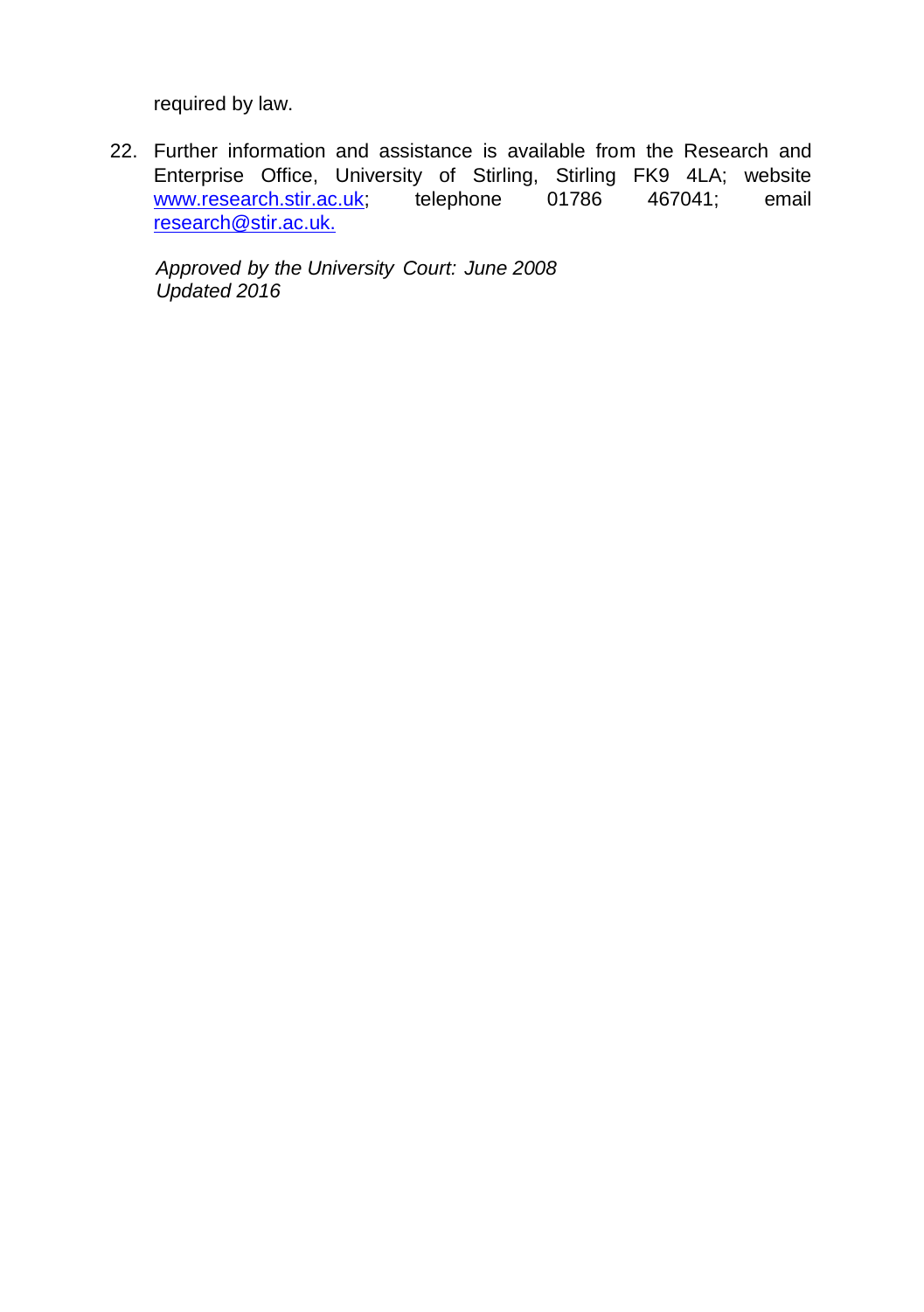required by law.

22. Further information and assistance is available from the Research and Enterprise Office, University of Stirling, Stirling FK9 4LA; website www.research.stir.ac.uk; telephone 01786 467041; email research@stir.ac.uk.

*Approved by the University Court: June 2008*
*Updated 2016*